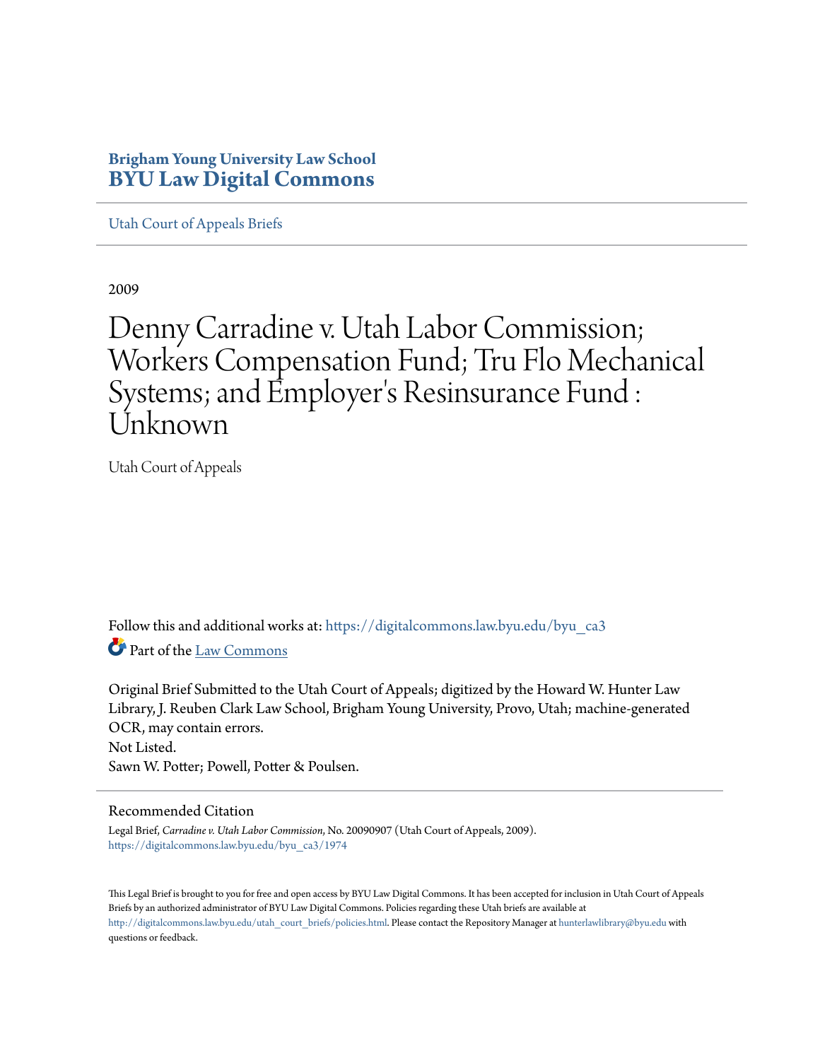**Brigham Young University Law School**
# BYU Law Digital Commons

Utah Court of Appeals Briefs

2009

# Denny Carradine v. Utah Labor Commission; Workers Compensation Fund; Tru Flo Mechanical Systems; and Employer's Resinsurance Fund : Unknown

Utah Court of Appeals

Follow this and additional works at: https://digitalcommons.law.byu.edu/byu_ca3

Part of the Law Commons

Original Brief Submitted to the Utah Court of Appeals; digitized by the Howard W. Hunter Law Library, J. Reuben Clark Law School, Brigham Young University, Provo, Utah; machine-generated OCR, may contain errors.
Not Listed.
Sawn W. Potter; Powell, Potter & Poulsen.

## Recommended Citation

Legal Brief, *Carradine v. Utah Labor Commission*, No. 20090907 (Utah Court of Appeals, 2009).
https://digitalcommons.law.byu.edu/byu_ca3/1974

This Legal Brief is brought to you for free and open access by BYU Law Digital Commons. It has been accepted for inclusion in Utah Court of Appeals Briefs by an authorized administrator of BYU Law Digital Commons. Policies regarding these Utah briefs are available at http://digitalcommons.law.byu.edu/utah_court_briefs/policies.html. Please contact the Repository Manager at hunterlawlibrary@byu.edu with questions or feedback.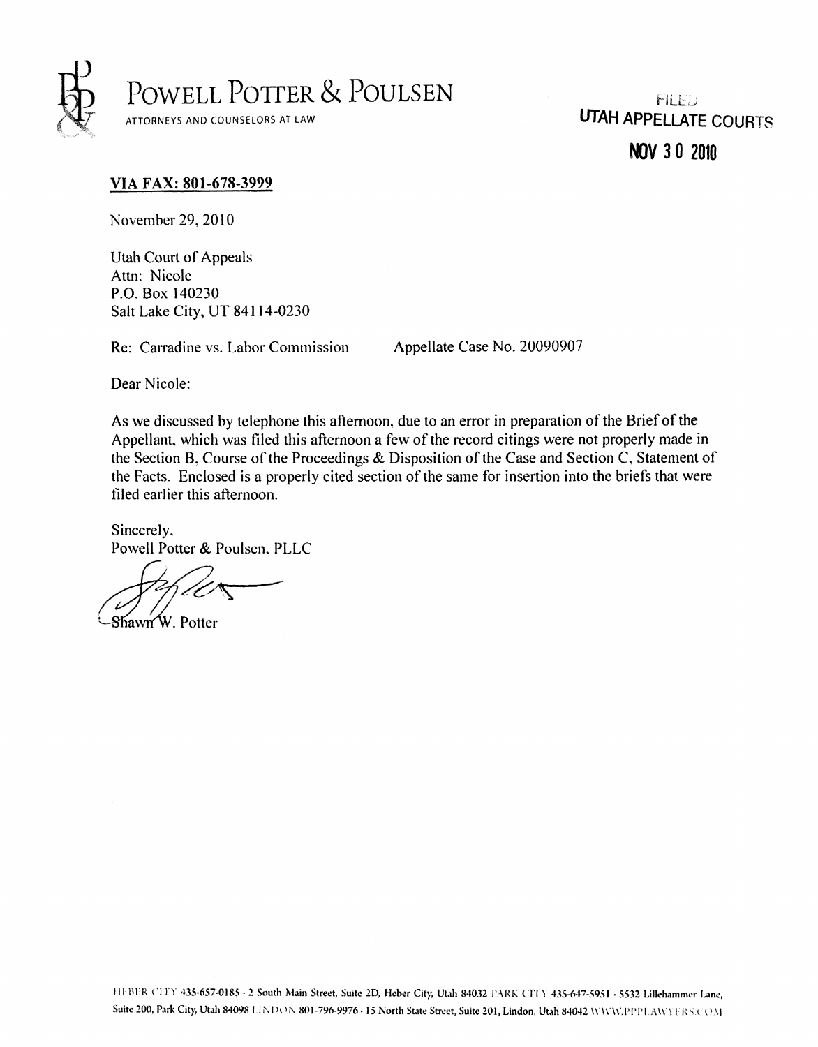# POWELL POTTER & POULSEN

ATTORNEYS AND COUNSELORS AT LAW

FILED
**UTAH APPELLATE COURTS**

**NOV 30 2010**

**VIA FAX: 801-678-3999**

November 29, 2010

Utah Court of Appeals
Attn: Nicole
P.O. Box 140230
Salt Lake City, UT 84114-0230

Re: Carradine vs. Labor Commission Appellate Case No. 20090907

Dear Nicole:

As we discussed by telephone this afternoon, due to an error in preparation of the Brief of the Appellant, which was filed this afternoon a few of the record citings were not properly made in the Section B, Course of the Proceedings & Disposition of the Case and Section C, Statement of the Facts. Enclosed is a properly cited section of the same for insertion into the briefs that were filed earlier this afternoon.

Sincerely,
Powell Potter & Poulsen, PLLC

Shawn W. Potter

HEBER CITY 435-657-0185 · 2 South Main Street, Suite 2D, Heber City, Utah 84032 PARK CITY 435-647-5951 · 5532 Lillehammer Lane, Suite 200, Park City, Utah 84098 LINDON 801-796-9976 · 15 North State Street, Suite 201, Lindon, Utah 84042 WWW.PPPLAWYERS.COM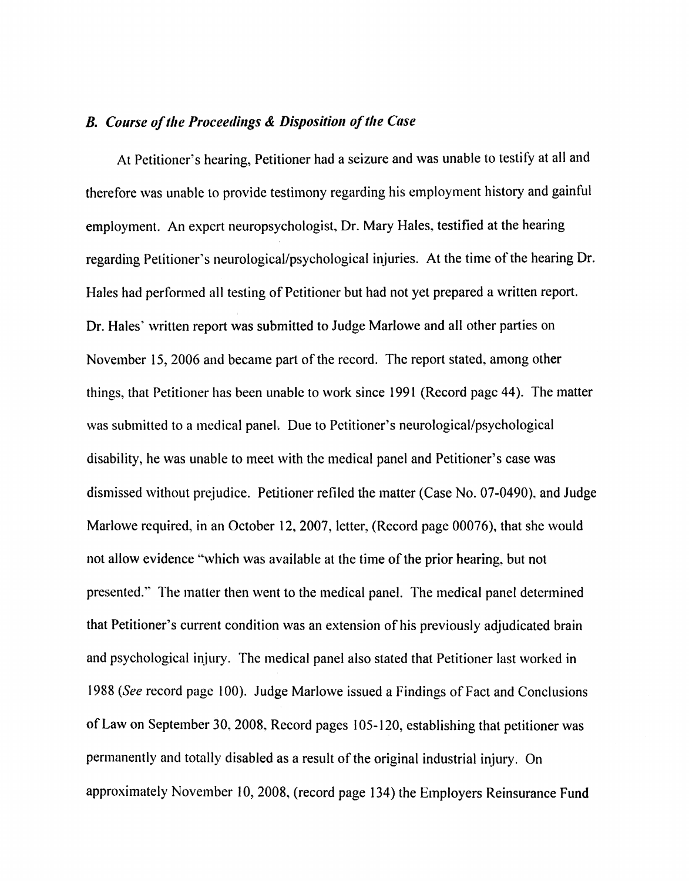### *B. Course of the Proceedings & Disposition of the Case*

At Petitioner's hearing, Petitioner had a seizure and was unable to testify at all and therefore was unable to provide testimony regarding his employment history and gainful employment. An expert neuropsychologist, Dr. Mary Hales, testified at the hearing regarding Petitioner's neurological/psychological injuries. At the time of the hearing Dr. Hales had performed all testing of Petitioner but had not yet prepared a written report. Dr. Hales' written report was submitted to Judge Marlowe and all other parties on November 15, 2006 and became part of the record. The report stated, among other things, that Petitioner has been unable to work since 1991 (Record page 44). The matter was submitted to a medical panel. Due to Petitioner's neurological/psychological disability, he was unable to meet with the medical panel and Petitioner's case was dismissed without prejudice. Petitioner refiled the matter (Case No. 07-0490), and Judge Marlowe required, in an October 12, 2007, letter, (Record page 00076), that she would not allow evidence "which was available at the time of the prior hearing, but not presented." The matter then went to the medical panel. The medical panel determined that Petitioner's current condition was an extension of his previously adjudicated brain and psychological injury. The medical panel also stated that Petitioner last worked in 1988 (*See* record page 100). Judge Marlowe issued a Findings of Fact and Conclusions of Law on September 30, 2008, Record pages 105-120, establishing that petitioner was permanently and totally disabled as a result of the original industrial injury. On approximately November 10, 2008, (record page 134) the Employers Reinsurance Fund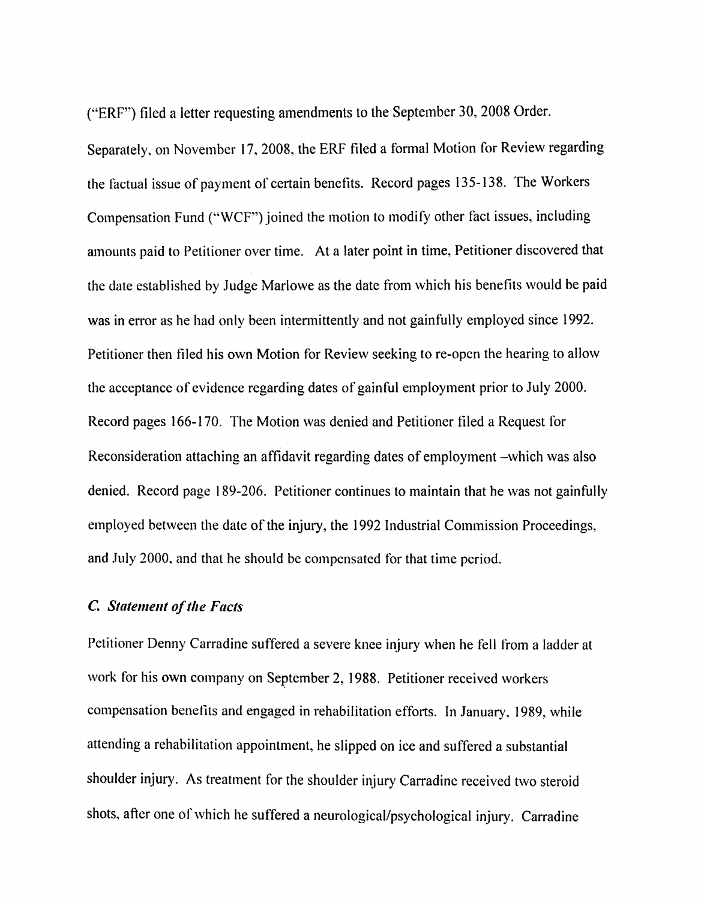("ERF") filed a letter requesting amendments to the September 30, 2008 Order. Separately, on November 17, 2008, the ERF filed a formal Motion for Review regarding the factual issue of payment of certain benefits. Record pages 135-138. The Workers Compensation Fund ("WCF") joined the motion to modify other fact issues, including amounts paid to Petitioner over time. At a later point in time, Petitioner discovered that the date established by Judge Marlowe as the date from which his benefits would be paid was in error as he had only been intermittently and not gainfully employed since 1992. Petitioner then filed his own Motion for Review seeking to re-open the hearing to allow the acceptance of evidence regarding dates of gainful employment prior to July 2000. Record pages 166-170. The Motion was denied and Petitioner filed a Request for Reconsideration attaching an affidavit regarding dates of employment –which was also denied. Record page 189-206. Petitioner continues to maintain that he was not gainfully employed between the date of the injury, the 1992 Industrial Commission Proceedings, and July 2000, and that he should be compensated for that time period.

### *C. Statement of the Facts*

Petitioner Denny Carradine suffered a severe knee injury when he fell from a ladder at work for his own company on September 2, 1988. Petitioner received workers compensation benefits and engaged in rehabilitation efforts. In January, 1989, while attending a rehabilitation appointment, he slipped on ice and suffered a substantial shoulder injury. As treatment for the shoulder injury Carradine received two steroid shots, after one of which he suffered a neurological/psychological injury. Carradine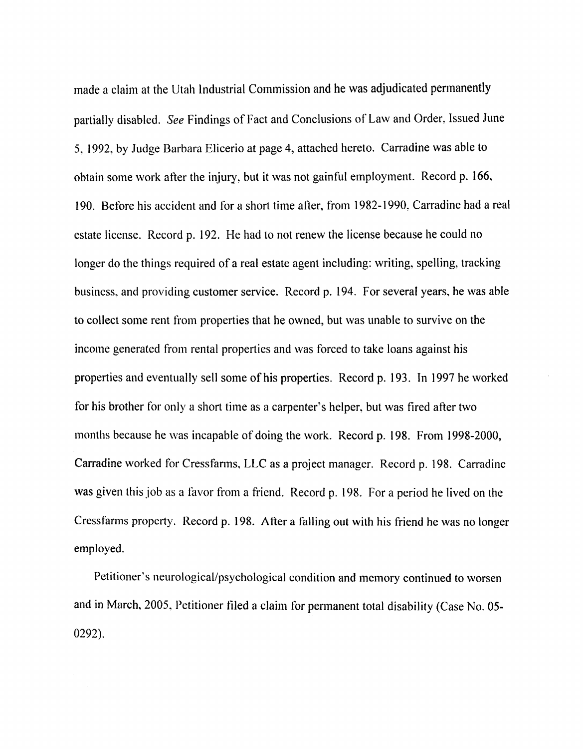made a claim at the Utah Industrial Commission and he was adjudicated permanently partially disabled. *See* Findings of Fact and Conclusions of Law and Order, Issued June 5, 1992, by Judge Barbara Elicerio at page 4, attached hereto. Carradine was able to obtain some work after the injury, but it was not gainful employment. Record p. 166, 190. Before his accident and for a short time after, from 1982-1990, Carradine had a real estate license. Record p. 192. He had to not renew the license because he could no longer do the things required of a real estate agent including: writing, spelling, tracking business, and providing customer service. Record p. 194. For several years, he was able to collect some rent from properties that he owned, but was unable to survive on the income generated from rental properties and was forced to take loans against his properties and eventually sell some of his properties. Record p. 193. In 1997 he worked for his brother for only a short time as a carpenter's helper, but was fired after two months because he was incapable of doing the work. Record p. 198. From 1998-2000, Carradine worked for Cressfarms, LLC as a project manager. Record p. 198. Carradine was given this job as a favor from a friend. Record p. 198. For a period he lived on the Cressfarms property. Record p. 198. After a falling out with his friend he was no longer employed.

Petitioner's neurological/psychological condition and memory continued to worsen and in March, 2005, Petitioner filed a claim for permanent total disability (Case No. 05-0292).